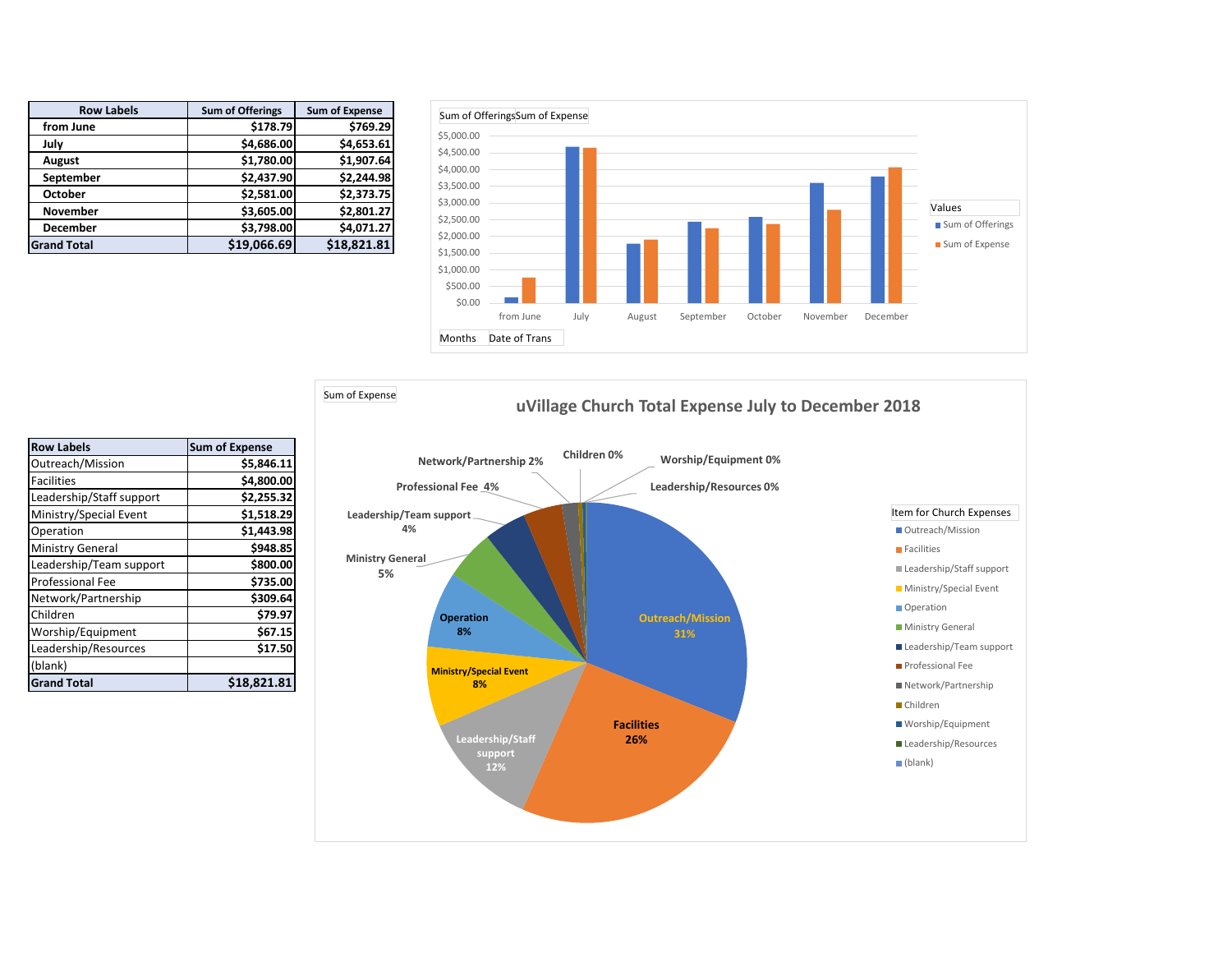| Row Labels | Sum of Offerings | Sum of Expense |
|---|---|---|
| from June | $178.79 | $769.29 |
| July | $4,686.00 | $4,653.61 |
| August | $1,780.00 | $1,907.64 |
| September | $2,437.90 | $2,244.98 |
| October | $2,581.00 | $2,373.75 |
| November | $3,605.00 | $2,801.27 |
| December | $3,798.00 | $4,071.27 |
| **Grand Total** | **$19,066.69** | **$18,821.81** |

Sum of Offerings Sum of Expense

Values
- Sum of Offerings
- Sum of Expense

Months | Date of Trans

| Row Labels | Sum of Expense |
|---|---|
| Outreach/Mission | $5,846.11 |
| Facilities | $4,800.00 |
| Leadership/Staff support | $2,255.32 |
| Ministry/Special Event | $1,518.29 |
| Operation | $1,443.98 |
| Ministry General | $948.85 |
| Leadership/Team support | $800.00 |
| Professional Fee | $735.00 |
| Network/Partnership | $309.64 |
| Children | $79.97 |
| Worship/Equipment | $67.15 |
| Leadership/Resources | $17.50 |
| (blank) | |
| **Grand Total** | **$18,821.81** |

Sum of Expense

## uVillage Church Total Expense July to December 2018

Item for Church Expenses
- Outreach/Mission 31%
- Facilities 26%
- Leadership/Staff support 12%
- Ministry/Special Event 8%
- Operation 8%
- Ministry General 5%
- Leadership/Team support 4%
- Professional Fee 4%
- Network/Partnership 2%
- Children 0%
- Worship/Equipment 0%
- Leadership/Resources 0%
- (blank)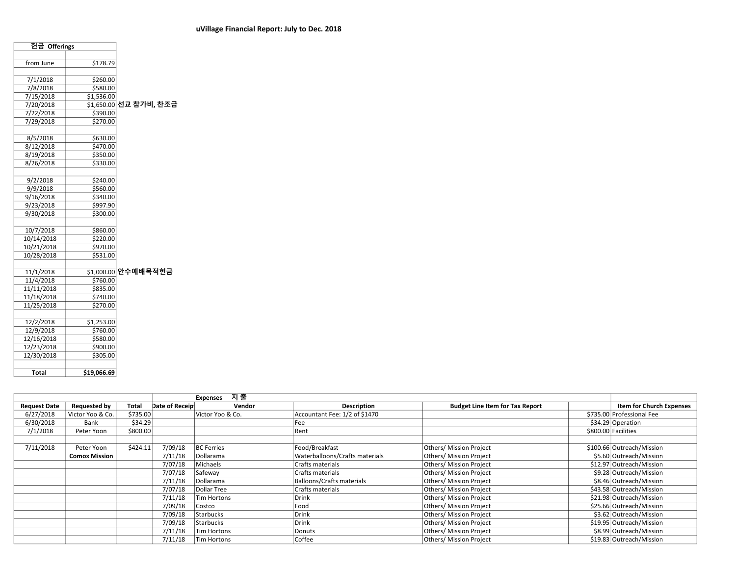# uVillage Financial Report: July to Dec. 2018

| 헌금 Offerings | | |
|---|---|---|
| | | |
| from June | $178.79 | |
| | | |
| 7/1/2018 | $260.00 | |
| 7/8/2018 | $580.00 | |
| 7/15/2018 | $1,536.00 | |
| 7/20/2018 | $1,650.00 | 선교 참가비, 찬조금 |
| 7/22/2018 | $390.00 | |
| 7/29/2018 | $270.00 | |
| | | |
| 8/5/2018 | $630.00 | |
| 8/12/2018 | $470.00 | |
| 8/19/2018 | $350.00 | |
| 8/26/2018 | $330.00 | |
| | | |
| 9/2/2018 | $240.00 | |
| 9/9/2018 | $560.00 | |
| 9/16/2018 | $340.00 | |
| 9/23/2018 | $997.90 | |
| 9/30/2018 | $300.00 | |
| | | |
| 10/7/2018 | $860.00 | |
| 10/14/2018 | $220.00 | |
| 10/21/2018 | $970.00 | |
| 10/28/2018 | $531.00 | |
| | | |
| 11/1/2018 | $1,000.00 | 안수예배목적헌금 |
| 11/4/2018 | $760.00 | |
| 11/11/2018 | $835.00 | |
| 11/18/2018 | $740.00 | |
| 11/25/2018 | $270.00 | |
| | | |
| 12/2/2018 | $1,253.00 | |
| 12/9/2018 | $760.00 | |
| 12/16/2018 | $580.00 | |
| 12/23/2018 | $900.00 | |
| 12/30/2018 | $305.00 | |
| | | |
| **Total** | **$19,066.69** | |

| | | | | Expenses 지 출 | | | | |
|---|---|---|---|---|---|---|---|---|
| **Request Date** | **Requested by** | **Total** | **Date of Receipt** | **Vendor** | **Description** | **Budget Line Item for Tax Report** | | **Item for Church Expenses** |
| 6/27/2018 | Victor Yoo & Co. | $735.00 | | Victor Yoo & Co. | Accountant Fee: 1/2 of $1470 | | $735.00 | Professional Fee |
| 6/30/2018 | Bank | $34.29 | | | Fee | | $34.29 | Operation |
| 7/1/2018 | Peter Yoon | $800.00 | | | Rent | | $800.00 | Facilities |
| | | | | | | | | |
| 7/11/2018 | Peter Yoon | $424.11 | 7/09/18 | BC Ferries | Food/Breakfast | Others/ Mission Project | $100.66 | Outreach/Mission |
| | **Comox Mission** | | 7/11/18 | Dollarama | Waterballoons/Crafts materials | Others/ Mission Project | $5.60 | Outreach/Mission |
| | | | 7/07/18 | Michaels | Crafts materials | Others/ Mission Project | $12.97 | Outreach/Mission |
| | | | 7/07/18 | Safeway | Crafts materials | Others/ Mission Project | $9.28 | Outreach/Mission |
| | | | 7/11/18 | Dollarama | Balloons/Crafts materials | Others/ Mission Project | $8.46 | Outreach/Mission |
| | | | 7/07/18 | Dollar Tree | Crafts materials | Others/ Mission Project | $43.58 | Outreach/Mission |
| | | | 7/11/18 | Tim Hortons | Drink | Others/ Mission Project | $21.98 | Outreach/Mission |
| | | | 7/09/18 | Costco | Food | Others/ Mission Project | $25.66 | Outreach/Mission |
| | | | 7/09/18 | Starbucks | Drink | Others/ Mission Project | $3.62 | Outreach/Mission |
| | | | 7/09/18 | Starbucks | Drink | Others/ Mission Project | $19.95 | Outreach/Mission |
| | | | 7/11/18 | Tim Hortons | Donuts | Others/ Mission Project | $8.99 | Outreach/Mission |
| | | | 7/11/18 | Tim Hortons | Coffee | Others/ Mission Project | $19.83 | Outreach/Mission |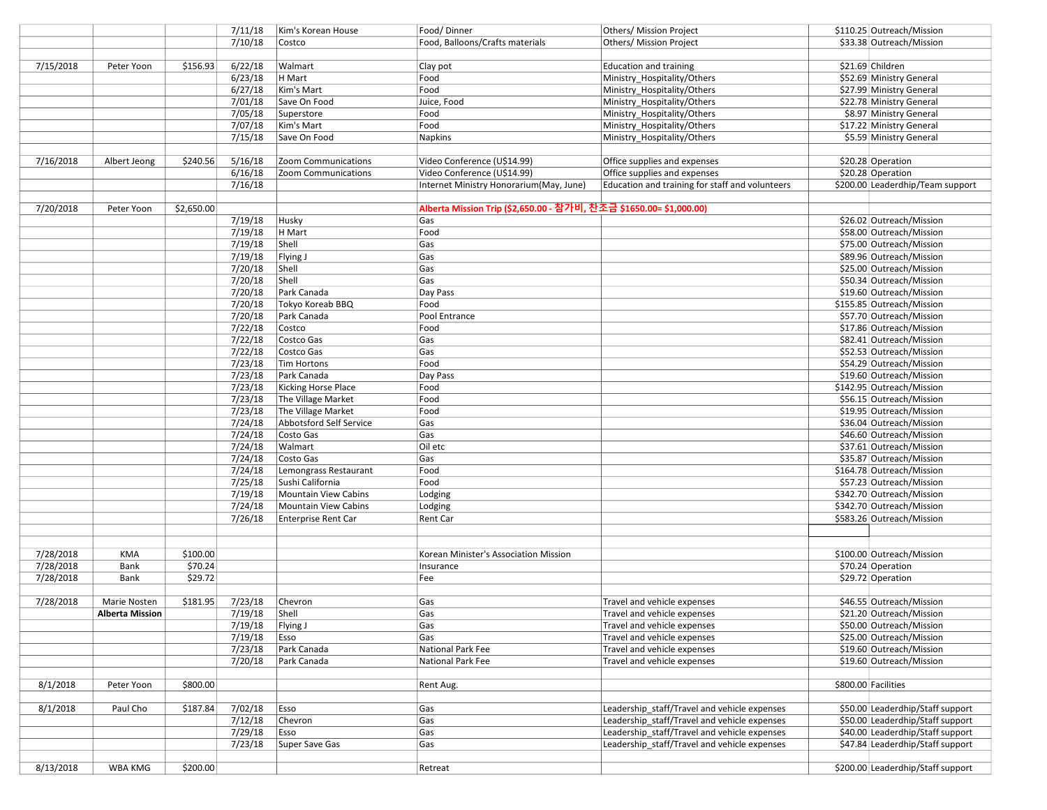| | | | | | | | | |
|---|---|---|---|---|---|---|---|---|
| | | | 7/11/18 | Kim's Korean House | Food/ Dinner | Others/ Mission Project | $110.25 | Outreach/Mission |
| | | | 7/10/18 | Costco | Food, Balloons/Crafts materials | Others/ Mission Project | $33.38 | Outreach/Mission |
| | | | | | | | | |
| 7/15/2018 | Peter Yoon | $156.93 | 6/22/18 | Walmart | Clay pot | Education and training | $21.69 | Children |
| | | | 6/23/18 | H Mart | Food | Ministry_Hospitality/Others | $52.69 | Ministry General |
| | | | 6/27/18 | Kim's Mart | Food | Ministry_Hospitality/Others | $27.99 | Ministry General |
| | | | 7/01/18 | Save On Food | Juice, Food | Ministry_Hospitality/Others | $22.78 | Ministry General |
| | | | 7/05/18 | Superstore | Food | Ministry_Hospitality/Others | $8.97 | Ministry General |
| | | | 7/07/18 | Kim's Mart | Food | Ministry_Hospitality/Others | $17.22 | Ministry General |
| | | | 7/15/18 | Save On Food | Napkins | Ministry_Hospitality/Others | $5.59 | Ministry General |
| | | | | | | | | |
| 7/16/2018 | Albert Jeong | $240.56 | 5/16/18 | Zoom Communications | Video Conference (U$14.99) | Office supplies and expenses | $20.28 | Operation |
| | | | 6/16/18 | Zoom Communications | Video Conference (U$14.99) | Office supplies and expenses | $20.28 | Operation |
| | | | 7/16/18 | | Internet Ministry Honorarium(May, June) | Education and training for staff and volunteers | $200.00 | Leaderdhip/Team support |
| | | | | | | | | |
| 7/20/2018 | Peter Yoon | $2,650.00 | | | Alberta Mission Trip ($2,650.00 - 참가비, 찬조금 $1650.00= $1,000.00) | | | |
| | | | 7/19/18 | Husky | Gas | | $26.02 | Outreach/Mission |
| | | | 7/19/18 | H Mart | Food | | $58.00 | Outreach/Mission |
| | | | 7/19/18 | Shell | Gas | | $75.00 | Outreach/Mission |
| | | | 7/19/18 | Flying J | Gas | | $89.96 | Outreach/Mission |
| | | | 7/20/18 | Shell | Gas | | $25.00 | Outreach/Mission |
| | | | 7/20/18 | Shell | Gas | | $50.34 | Outreach/Mission |
| | | | 7/20/18 | Park Canada | Day Pass | | $19.60 | Outreach/Mission |
| | | | 7/20/18 | Tokyo Koreab BBQ | Food | | $155.85 | Outreach/Mission |
| | | | 7/20/18 | Park Canada | Pool Entrance | | $57.70 | Outreach/Mission |
| | | | 7/22/18 | Costco | Food | | $17.86 | Outreach/Mission |
| | | | 7/22/18 | Costco Gas | Gas | | $82.41 | Outreach/Mission |
| | | | 7/22/18 | Costco Gas | Gas | | $52.53 | Outreach/Mission |
| | | | 7/23/18 | Tim Hortons | Food | | $54.29 | Outreach/Mission |
| | | | 7/23/18 | Park Canada | Day Pass | | $19.60 | Outreach/Mission |
| | | | 7/23/18 | Kicking Horse Place | Food | | $142.95 | Outreach/Mission |
| | | | 7/23/18 | The Village Market | Food | | $56.15 | Outreach/Mission |
| | | | 7/23/18 | The Village Market | Food | | $19.95 | Outreach/Mission |
| | | | 7/24/18 | Abbotsford Self Service | Gas | | $36.04 | Outreach/Mission |
| | | | 7/24/18 | Costo Gas | Gas | | $46.60 | Outreach/Mission |
| | | | 7/24/18 | Walmart | Oil etc | | $37.61 | Outreach/Mission |
| | | | 7/24/18 | Costo Gas | Gas | | $35.87 | Outreach/Mission |
| | | | 7/24/18 | Lemongrass Restaurant | Food | | $164.78 | Outreach/Mission |
| | | | 7/25/18 | Sushi California | Food | | $57.23 | Outreach/Mission |
| | | | 7/19/18 | Mountain View Cabins | Lodging | | $342.70 | Outreach/Mission |
| | | | 7/24/18 | Mountain View Cabins | Lodging | | $342.70 | Outreach/Mission |
| | | | 7/26/18 | Enterprise Rent Car | Rent Car | | $583.26 | Outreach/Mission |
| | | | | | | | | |
| | | | | | | | | |
| 7/28/2018 | KMA | $100.00 | | | Korean Minister's Association Mission | | $100.00 | Outreach/Mission |
| 7/28/2018 | Bank | $70.24 | | | Insurance | | $70.24 | Operation |
| 7/28/2018 | Bank | $29.72 | | | Fee | | $29.72 | Operation |
| | | | | | | | | |
| 7/28/2018 | Marie Nosten | $181.95 | 7/23/18 | Chevron | Gas | Travel and vehicle expenses | $46.55 | Outreach/Mission |
| | **Alberta Mission** | | 7/19/18 | Shell | Gas | Travel and vehicle expenses | $21.20 | Outreach/Mission |
| | | | 7/19/18 | Flying J | Gas | Travel and vehicle expenses | $50.00 | Outreach/Mission |
| | | | 7/19/18 | Esso | Gas | Travel and vehicle expenses | $25.00 | Outreach/Mission |
| | | | 7/23/18 | Park Canada | National Park Fee | Travel and vehicle expenses | $19.60 | Outreach/Mission |
| | | | 7/20/18 | Park Canada | National Park Fee | Travel and vehicle expenses | $19.60 | Outreach/Mission |
| | | | | | | | | |
| 8/1/2018 | Peter Yoon | $800.00 | | | Rent Aug. | | $800.00 | Facilities |
| | | | | | | | | |
| 8/1/2018 | Paul Cho | $187.84 | 7/02/18 | Esso | Gas | Leadership_staff/Travel and vehicle expenses | $50.00 | Leaderdhip/Staff support |
| | | | 7/12/18 | Chevron | Gas | Leadership_staff/Travel and vehicle expenses | $50.00 | Leaderdhip/Staff support |
| | | | 7/29/18 | Esso | Gas | Leadership_staff/Travel and vehicle expenses | $40.00 | Leaderdhip/Staff support |
| | | | 7/23/18 | Super Save Gas | Gas | Leadership_staff/Travel and vehicle expenses | $47.84 | Leaderdhip/Staff support |
| | | | | | | | | |
| 8/13/2018 | WBA KMG | $200.00 | | | Retreat | | $200.00 | Leaderdhip/Staff support |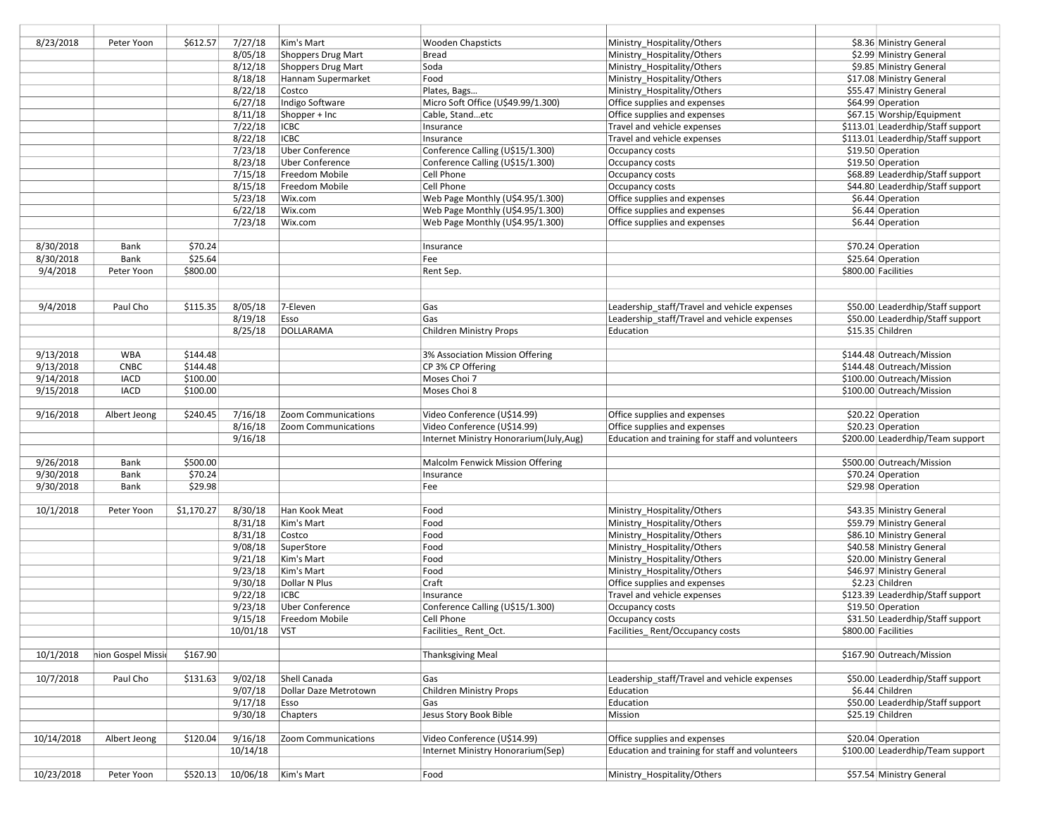| | | | | | | | | |
|---|---|---|---|---|---|---|---|---|
| 8/23/2018 | Peter Yoon | $612.57 | 7/27/18 | Kim's Mart | Wooden Chapsticts | Ministry_Hospitality/Others | $8.36 | Ministry General |
| | | | 8/05/18 | Shoppers Drug Mart | Bread | Ministry_Hospitality/Others | $2.99 | Ministry General |
| | | | 8/12/18 | Shoppers Drug Mart | Soda | Ministry_Hospitality/Others | $9.85 | Ministry General |
| | | | 8/18/18 | Hannam Supermarket | Food | Ministry_Hospitality/Others | $17.08 | Ministry General |
| | | | 8/22/18 | Costco | Plates, Bags… | Ministry_Hospitality/Others | $55.47 | Ministry General |
| | | | 6/27/18 | Indigo Software | Micro Soft Office (U$49.99/1.300) | Office supplies and expenses | $64.99 | Operation |
| | | | 8/11/18 | Shopper + Inc | Cable, Stand…etc | Office supplies and expenses | $67.15 | Worship/Equipment |
| | | | 7/22/18 | ICBC | Insurance | Travel and vehicle expenses | $113.01 | Leaderdhip/Staff support |
| | | | 8/22/18 | ICBC | Insurance | Travel and vehicle expenses | $113.01 | Leaderdhip/Staff support |
| | | | 7/23/18 | Uber Conference | Conference Calling (U$15/1.300) | Occupancy costs | $19.50 | Operation |
| | | | 8/23/18 | Uber Conference | Conference Calling (U$15/1.300) | Occupancy costs | $19.50 | Operation |
| | | | 7/15/18 | Freedom Mobile | Cell Phone | Occupancy costs | $68.89 | Leaderdhip/Staff support |
| | | | 8/15/18 | Freedom Mobile | Cell Phone | Occupancy costs | $44.80 | Leaderdhip/Staff support |
| | | | 5/23/18 | Wix.com | Web Page Monthly (U$4.95/1.300) | Office supplies and expenses | $6.44 | Operation |
| | | | 6/22/18 | Wix.com | Web Page Monthly (U$4.95/1.300) | Office supplies and expenses | $6.44 | Operation |
| | | | 7/23/18 | Wix.com | Web Page Monthly (U$4.95/1.300) | Office supplies and expenses | $6.44 | Operation |
| | | | | | | | | |
| 8/30/2018 | Bank | $70.24 | | | Insurance | | $70.24 | Operation |
| 8/30/2018 | Bank | $25.64 | | | Fee | | $25.64 | Operation |
| 9/4/2018 | Peter Yoon | $800.00 | | | Rent Sep. | | $800.00 | Facilities |
| | | | | | | | | |
| 9/4/2018 | Paul Cho | $115.35 | 8/05/18 | 7-Eleven | Gas | Leadership_staff/Travel and vehicle expenses | $50.00 | Leaderdhip/Staff support |
| | | | 8/19/18 | Esso | Gas | Leadership_staff/Travel and vehicle expenses | $50.00 | Leaderdhip/Staff support |
| | | | 8/25/18 | DOLLARAMA | Children Ministry Props | Education | $15.35 | Children |
| | | | | | | | | |
| 9/13/2018 | WBA | $144.48 | | | 3% Association Mission Offering | | $144.48 | Outreach/Mission |
| 9/13/2018 | CNBC | $144.48 | | | CP 3% CP Offering | | $144.48 | Outreach/Mission |
| 9/14/2018 | IACD | $100.00 | | | Moses Choi 7 | | $100.00 | Outreach/Mission |
| 9/15/2018 | IACD | $100.00 | | | Moses Choi 8 | | $100.00 | Outreach/Mission |
| | | | | | | | | |
| 9/16/2018 | Albert Jeong | $240.45 | 7/16/18 | Zoom Communications | Video Conference (U$14.99) | Office supplies and expenses | $20.22 | Operation |
| | | | 8/16/18 | Zoom Communications | Video Conference (U$14.99) | Office supplies and expenses | $20.23 | Operation |
| | | | 9/16/18 | | Internet Ministry Honorarium(July,Aug) | Education and training for staff and volunteers | $200.00 | Leaderdhip/Team support |
| | | | | | | | | |
| 9/26/2018 | Bank | $500.00 | | | Malcolm Fenwick Mission Offering | | $500.00 | Outreach/Mission |
| 9/30/2018 | Bank | $70.24 | | | Insurance | | $70.24 | Operation |
| 9/30/2018 | Bank | $29.98 | | | Fee | | $29.98 | Operation |
| | | | | | | | | |
| 10/1/2018 | Peter Yoon | $1,170.27 | 8/30/18 | Han Kook Meat | Food | Ministry_Hospitality/Others | $43.35 | Ministry General |
| | | | 8/31/18 | Kim's Mart | Food | Ministry_Hospitality/Others | $59.79 | Ministry General |
| | | | 8/31/18 | Costco | Food | Ministry_Hospitality/Others | $86.10 | Ministry General |
| | | | 9/08/18 | SuperStore | Food | Ministry_Hospitality/Others | $40.58 | Ministry General |
| | | | 9/21/18 | Kim's Mart | Food | Ministry_Hospitality/Others | $20.00 | Ministry General |
| | | | 9/23/18 | Kim's Mart | Food | Ministry_Hospitality/Others | $46.97 | Ministry General |
| | | | 9/30/18 | Dollar N Plus | Craft | Office supplies and expenses | $2.23 | Children |
| | | | 9/22/18 | ICBC | Insurance | Travel and vehicle expenses | $123.39 | Leaderdhip/Staff support |
| | | | 9/23/18 | Uber Conference | Conference Calling (U$15/1.300) | Occupancy costs | $19.50 | Operation |
| | | | 9/15/18 | Freedom Mobile | Cell Phone | Occupancy costs | $31.50 | Leaderdhip/Staff support |
| | | | 10/01/18 | VST | Facilities_ Rent_Oct. | Facilities_ Rent/Occupancy costs | $800.00 | Facilities |
| | | | | | | | | |
| 10/1/2018 | nion Gospel Missi | $167.90 | | | Thanksgiving Meal | | $167.90 | Outreach/Mission |
| | | | | | | | | |
| 10/7/2018 | Paul Cho | $131.63 | 9/02/18 | Shell Canada | Gas | Leadership_staff/Travel and vehicle expenses | $50.00 | Leaderdhip/Staff support |
| | | | 9/07/18 | Dollar Daze Metrotown | Children Ministry Props | Education | $6.44 | Children |
| | | | 9/17/18 | Esso | Gas | Education | $50.00 | Leaderdhip/Staff support |
| | | | 9/30/18 | Chapters | Jesus Story Book Bible | Mission | $25.19 | Children |
| | | | | | | | | |
| 10/14/2018 | Albert Jeong | $120.04 | 9/16/18 | Zoom Communications | Video Conference (U$14.99) | Office supplies and expenses | $20.04 | Operation |
| | | | 10/14/18 | | Internet Ministry Honorarium(Sep) | Education and training for staff and volunteers | $100.00 | Leaderdhip/Team support |
| | | | | | | | | |
| 10/23/2018 | Peter Yoon | $520.13 | 10/06/18 | Kim's Mart | Food | Ministry_Hospitality/Others | $57.54 | Ministry General |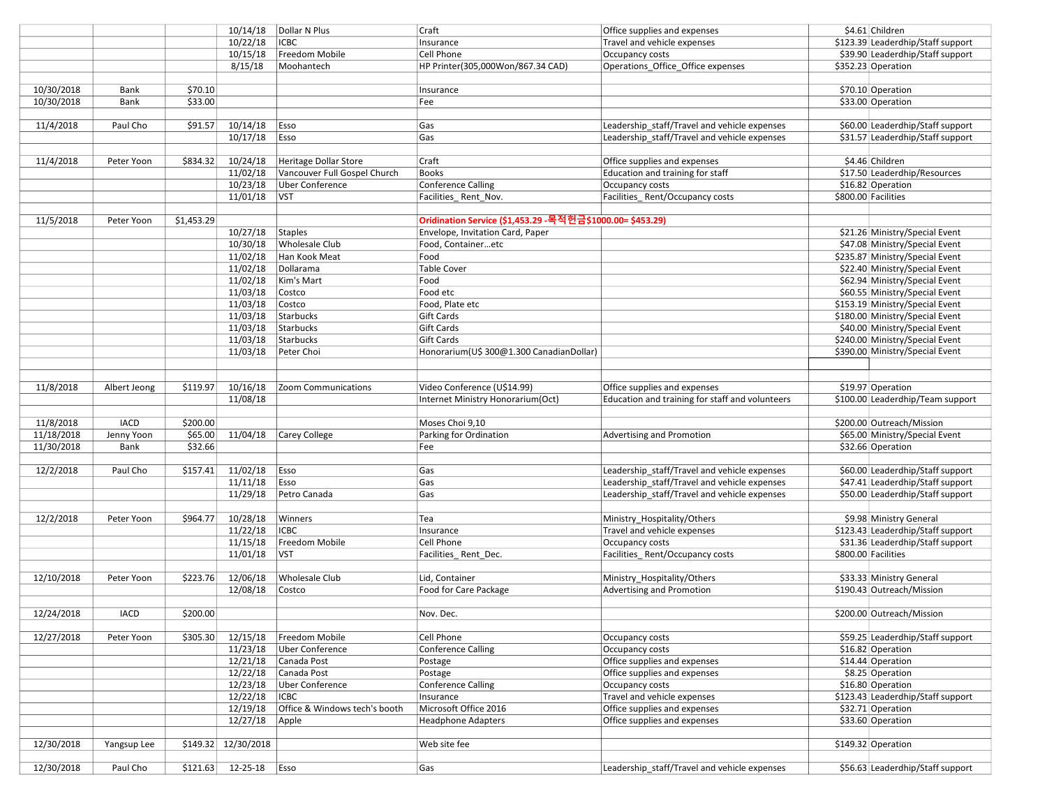| | | | | | | | | |
|---|---|---|---|---|---|---|---|---|
| | | | 10/14/18 | Dollar N Plus | Craft | Office supplies and expenses | $4.61 | Children |
| | | | 10/22/18 | ICBC | Insurance | Travel and vehicle expenses | $123.39 | Leaderdhip/Staff support |
| | | | 10/15/18 | Freedom Mobile | Cell Phone | Occupancy costs | $39.90 | Leaderdhip/Staff support |
| | | | 8/15/18 | Moohantech | HP Printer(305,000Won/867.34 CAD) | Operations_Office_Office expenses | $352.23 | Operation |
| | | | | | | | | |
| 10/30/2018 | Bank | $70.10 | | | Insurance | | $70.10 | Operation |
| 10/30/2018 | Bank | $33.00 | | | Fee | | $33.00 | Operation |
| | | | | | | | | |
| 11/4/2018 | Paul Cho | $91.57 | 10/14/18 | Esso | Gas | Leadership_staff/Travel and vehicle expenses | $60.00 | Leaderdhip/Staff support |
| | | | 10/17/18 | Esso | Gas | Leadership_staff/Travel and vehicle expenses | $31.57 | Leaderdhip/Staff support |
| | | | | | | | | |
| 11/4/2018 | Peter Yoon | $834.32 | 10/24/18 | Heritage Dollar Store | Craft | Office supplies and expenses | $4.46 | Children |
| | | | 11/02/18 | Vancouver Full Gospel Church | Books | Education and training for staff | $17.50 | Leaderdhip/Resources |
| | | | 10/23/18 | Uber Conference | Conference Calling | Occupancy costs | $16.82 | Operation |
| | | | 11/01/18 | VST | Facilities_ Rent_Nov. | Facilities_ Rent/Occupancy costs | $800.00 | Facilities |
| | | | | | | | | |
| 11/5/2018 | Peter Yoon | $1,453.29 | | | **Oridination Service ($1,453.29 -목적헌금$1000.00= $453.29)** | | | |
| | | | 10/27/18 | Staples | Envelope, Invitation Card, Paper | | $21.26 | Ministry/Special Event |
| | | | 10/30/18 | Wholesale Club | Food, Container...etc | | $47.08 | Ministry/Special Event |
| | | | 11/02/18 | Han Kook Meat | Food | | $235.87 | Ministry/Special Event |
| | | | 11/02/18 | Dollarama | Table Cover | | $22.40 | Ministry/Special Event |
| | | | 11/02/18 | Kim's Mart | Food | | $62.94 | Ministry/Special Event |
| | | | 11/03/18 | Costco | Food etc | | $60.55 | Ministry/Special Event |
| | | | 11/03/18 | Costco | Food, Plate etc | | $153.19 | Ministry/Special Event |
| | | | 11/03/18 | Starbucks | Gift Cards | | $180.00 | Ministry/Special Event |
| | | | 11/03/18 | Starbucks | Gift Cards | | $40.00 | Ministry/Special Event |
| | | | 11/03/18 | Starbucks | Gift Cards | | $240.00 | Ministry/Special Event |
| | | | 11/03/18 | Peter Choi | Honorarium(U$ 300@1.300 CanadianDollar) | | $390.00 | Ministry/Special Event |
| | | | | | | | | |
| | | | | | | | | |
| 11/8/2018 | Albert Jeong | $119.97 | 10/16/18 | Zoom Communications | Video Conference (U$14.99) | Office supplies and expenses | $19.97 | Operation |
| | | | 11/08/18 | | Internet Ministry Honorarium(Oct) | Education and training for staff and volunteers | $100.00 | Leaderdhip/Team support |
| | | | | | | | | |
| 11/8/2018 | IACD | $200.00 | | | Moses Choi 9,10 | | $200.00 | Outreach/Mission |
| 11/18/2018 | Jenny Yoon | $65.00 | 11/04/18 | Carey College | Parking for Ordination | Advertising and Promotion | $65.00 | Ministry/Special Event |
| 11/30/2018 | Bank | $32.66 | | | Fee | | $32.66 | Operation |
| | | | | | | | | |
| 12/2/2018 | Paul Cho | $157.41 | 11/02/18 | Esso | Gas | Leadership_staff/Travel and vehicle expenses | $60.00 | Leaderdhip/Staff support |
| | | | 11/11/18 | Esso | Gas | Leadership_staff/Travel and vehicle expenses | $47.41 | Leaderdhip/Staff support |
| | | | 11/29/18 | Petro Canada | Gas | Leadership_staff/Travel and vehicle expenses | $50.00 | Leaderdhip/Staff support |
| | | | | | | | | |
| 12/2/2018 | Peter Yoon | $964.77 | 10/28/18 | Winners | Tea | Ministry_Hospitality/Others | $9.98 | Ministry General |
| | | | 11/22/18 | ICBC | Insurance | Travel and vehicle expenses | $123.43 | Leaderdhip/Staff support |
| | | | 11/15/18 | Freedom Mobile | Cell Phone | Occupancy costs | $31.36 | Leaderdhip/Staff support |
| | | | 11/01/18 | VST | Facilities_ Rent_Dec. | Facilities_ Rent/Occupancy costs | $800.00 | Facilities |
| | | | | | | | | |
| 12/10/2018 | Peter Yoon | $223.76 | 12/06/18 | Wholesale Club | Lid, Container | Ministry_Hospitality/Others | $33.33 | Ministry General |
| | | | 12/08/18 | Costco | Food for Care Package | Advertising and Promotion | $190.43 | Outreach/Mission |
| | | | | | | | | |
| 12/24/2018 | IACD | $200.00 | | | Nov. Dec. | | $200.00 | Outreach/Mission |
| | | | | | | | | |
| 12/27/2018 | Peter Yoon | $305.30 | 12/15/18 | Freedom Mobile | Cell Phone | Occupancy costs | $59.25 | Leaderdhip/Staff support |
| | | | 11/23/18 | Uber Conference | Conference Calling | Occupancy costs | $16.82 | Operation |
| | | | 12/21/18 | Canada Post | Postage | Office supplies and expenses | $14.44 | Operation |
| | | | 12/22/18 | Canada Post | Postage | Office supplies and expenses | $8.25 | Operation |
| | | | 12/23/18 | Uber Conference | Conference Calling | Occupancy costs | $16.80 | Operation |
| | | | 12/22/18 | ICBC | Insurance | Travel and vehicle expenses | $123.43 | Leaderdhip/Staff support |
| | | | 12/19/18 | Office & Windows tech's booth | Microsoft Office 2016 | Office supplies and expenses | $32.71 | Operation |
| | | | 12/27/18 | Apple | Headphone Adapters | Office supplies and expenses | $33.60 | Operation |
| | | | | | | | | |
| 12/30/2018 | Yangsup Lee | $149.32 | 12/30/2018 | | Web site fee | | $149.32 | Operation |
| | | | | | | | | |
| 12/30/2018 | Paul Cho | $121.63 | 12-25-18 | Esso | Gas | Leadership_staff/Travel and vehicle expenses | $56.63 | Leaderdhip/Staff support |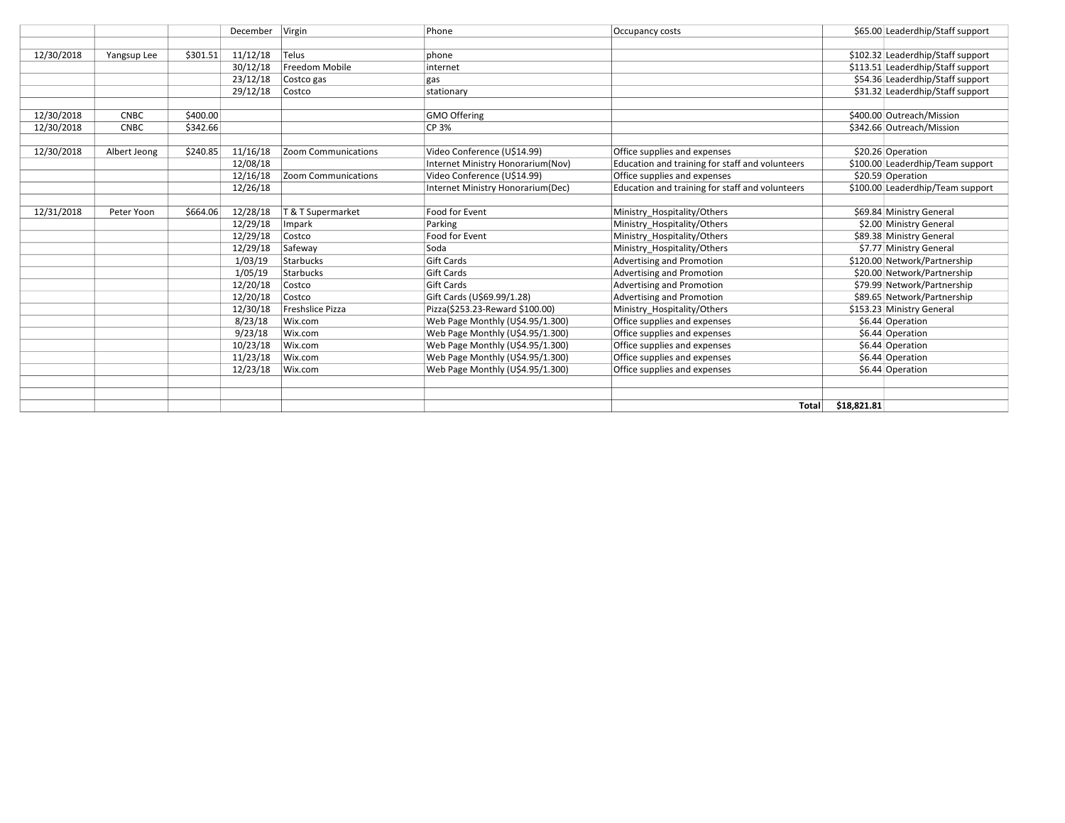| | | | | | | | | |
|---|---|---|---|---|---|---|---|---|
| | | | December | Virgin | Phone | Occupancy costs | $65.00 | Leaderdhip/Staff support |
| | | | | | | | | |
| 12/30/2018 | Yangsup Lee | $301.51 | 11/12/18 | Telus | phone | | $102.32 | Leaderdhip/Staff support |
| | | | 30/12/18 | Freedom Mobile | internet | | $113.51 | Leaderdhip/Staff support |
| | | | 23/12/18 | Costco gas | gas | | $54.36 | Leaderdhip/Staff support |
| | | | 29/12/18 | Costco | stationary | | $31.32 | Leaderdhip/Staff support |
| | | | | | | | | |
| 12/30/2018 | CNBC | $400.00 | | | GMO Offering | | $400.00 | Outreach/Mission |
| 12/30/2018 | CNBC | $342.66 | | | CP 3% | | $342.66 | Outreach/Mission |
| | | | | | | | | |
| 12/30/2018 | Albert Jeong | $240.85 | 11/16/18 | Zoom Communications | Video Conference (U$14.99) | Office supplies and expenses | $20.26 | Operation |
| | | | 12/08/18 | | Internet Ministry Honorarium(Nov) | Education and training for staff and volunteers | $100.00 | Leaderdhip/Team support |
| | | | 12/16/18 | Zoom Communications | Video Conference (U$14.99) | Office supplies and expenses | $20.59 | Operation |
| | | | 12/26/18 | | Internet Ministry Honorarium(Dec) | Education and training for staff and volunteers | $100.00 | Leaderdhip/Team support |
| | | | | | | | | |
| 12/31/2018 | Peter Yoon | $664.06 | 12/28/18 | T & T Supermarket | Food for Event | Ministry_Hospitality/Others | $69.84 | Ministry General |
| | | | 12/29/18 | Impark | Parking | Ministry_Hospitality/Others | $2.00 | Ministry General |
| | | | 12/29/18 | Costco | Food for Event | Ministry_Hospitality/Others | $89.38 | Ministry General |
| | | | 12/29/18 | Safeway | Soda | Ministry_Hospitality/Others | $7.77 | Ministry General |
| | | | 1/03/19 | Starbucks | Gift Cards | Advertising and Promotion | $120.00 | Network/Partnership |
| | | | 1/05/19 | Starbucks | Gift Cards | Advertising and Promotion | $20.00 | Network/Partnership |
| | | | 12/20/18 | Costco | Gift Cards | Advertising and Promotion | $79.99 | Network/Partnership |
| | | | 12/20/18 | Costco | Gift Cards (U$69.99/1.28) | Advertising and Promotion | $89.65 | Network/Partnership |
| | | | 12/30/18 | Freshslice Pizza | Pizza($253.23-Reward $100.00) | Ministry_Hospitality/Others | $153.23 | Ministry General |
| | | | 8/23/18 | Wix.com | Web Page Monthly (U$4.95/1.300) | Office supplies and expenses | $6.44 | Operation |
| | | | 9/23/18 | Wix.com | Web Page Monthly (U$4.95/1.300) | Office supplies and expenses | $6.44 | Operation |
| | | | 10/23/18 | Wix.com | Web Page Monthly (U$4.95/1.300) | Office supplies and expenses | $6.44 | Operation |
| | | | 11/23/18 | Wix.com | Web Page Monthly (U$4.95/1.300) | Office supplies and expenses | $6.44 | Operation |
| | | | 12/23/18 | Wix.com | Web Page Monthly (U$4.95/1.300) | Office supplies and expenses | $6.44 | Operation |
| | | | | | | | | |
| | | | | | | | | |
| | | | | | | **Total** | **$18,821.81** | |